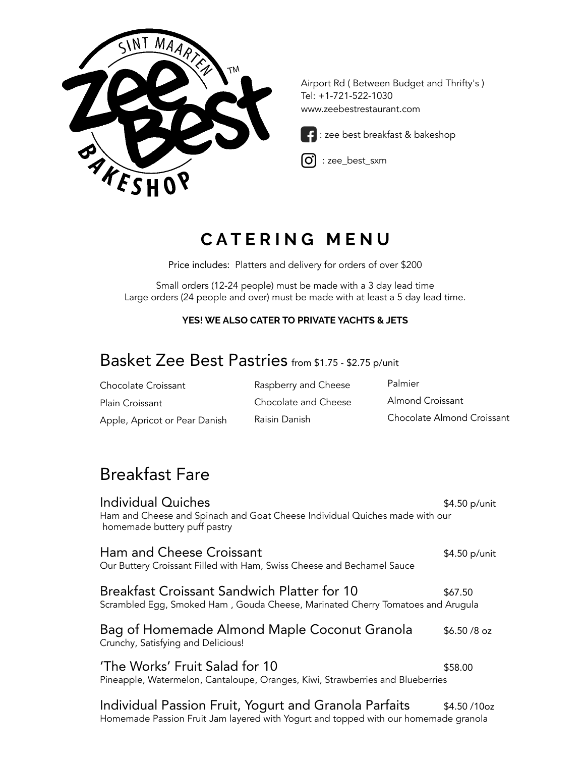Airport Rd ( Between Budget and Thrifty's )
Tel: +1-721-522-1030
www.zeebestrestaurant.com

: zee best breakfast & bakeshop

: zee_best_sxm

# CATERING MENU

Price includes: Platters and delivery for orders of over $200

Small orders (12-24 people) must be made with a 3 day lead time
Large orders (24 people and over) must be made with at least a 5 day lead time.

**YES! WE ALSO CATER TO PRIVATE YACHTS & JETS**

## Basket Zee Best Pastries from $1.75 - $2.75 p/unit

Chocolate Croissant
Plain Croissant
Apple, Apricot or Pear Danish
Raspberry and Cheese
Chocolate and Cheese
Raisin Danish
Palmier
Almond Croissant
Chocolate Almond Croissant

## Breakfast Fare

### Individual Quiches — $4.50 p/unit
Ham and Cheese and Spinach and Goat Cheese Individual Quiches made with our homemade buttery puff pastry

### Ham and Cheese Croissant — $4.50 p/unit
Our Buttery Croissant Filled with Ham, Swiss Cheese and Bechamel Sauce

### Breakfast Croissant Sandwich Platter for 10 — $67.50
Scrambled Egg, Smoked Ham , Gouda Cheese, Marinated Cherry Tomatoes and Arugula

### Bag of Homemade Almond Maple Coconut Granola — $6.50 /8 oz
Crunchy, Satisfying and Delicious!

### 'The Works' Fruit Salad for 10 — $58.00
Pineapple, Watermelon, Cantaloupe, Oranges, Kiwi, Strawberries and Blueberries

### Individual Passion Fruit, Yogurt and Granola Parfaits — $4.50 /10oz
Homemade Passion Fruit Jam layered with Yogurt and topped with our homemade granola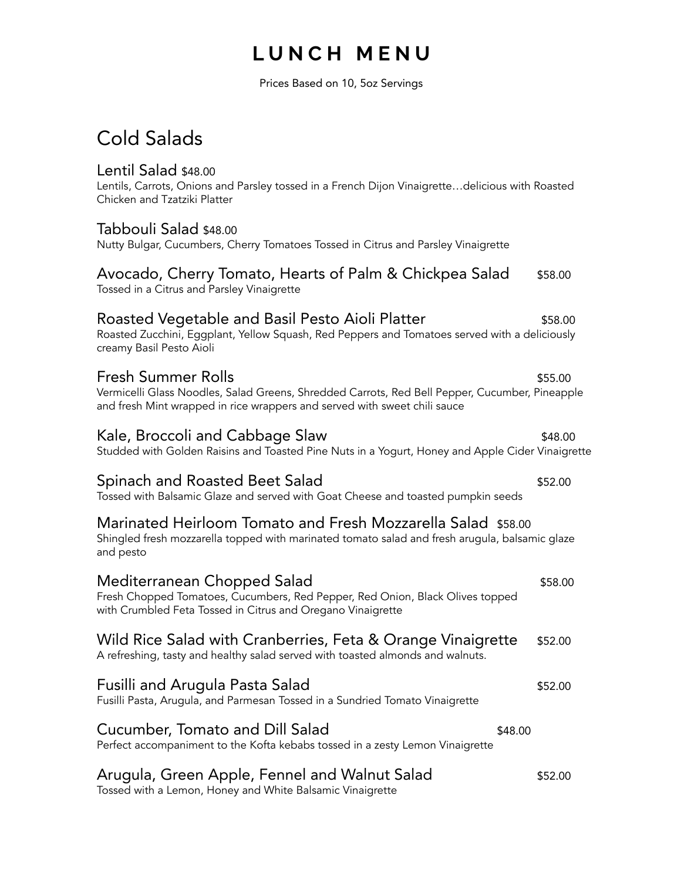# LUNCH MENU

Prices Based on 10, 5oz Servings

## Cold Salads

### Lentil Salad $48.00

Lentils, Carrots, Onions and Parsley tossed in a French Dijon Vinaigrette…delicious with Roasted Chicken and Tzatziki Platter

### Tabbouli Salad $48.00

Nutty Bulgar, Cucumbers, Cherry Tomatoes Tossed in Citrus and Parsley Vinaigrette

### Avocado, Cherry Tomato, Hearts of Palm & Chickpea Salad $58.00

Tossed in a Citrus and Parsley Vinaigrette

### Roasted Vegetable and Basil Pesto Aioli Platter $58.00

Roasted Zucchini, Eggplant, Yellow Squash, Red Peppers and Tomatoes served with a deliciously creamy Basil Pesto Aioli

### Fresh Summer Rolls $55.00

Vermicelli Glass Noodles, Salad Greens, Shredded Carrots, Red Bell Pepper, Cucumber, Pineapple and fresh Mint wrapped in rice wrappers and served with sweet chili sauce

### Kale, Broccoli and Cabbage Slaw $48.00

Studded with Golden Raisins and Toasted Pine Nuts in a Yogurt, Honey and Apple Cider Vinaigrette

### Spinach and Roasted Beet Salad $52.00

Tossed with Balsamic Glaze and served with Goat Cheese and toasted pumpkin seeds

### Marinated Heirloom Tomato and Fresh Mozzarella Salad $58.00

Shingled fresh mozzarella topped with marinated tomato salad and fresh arugula, balsamic glaze and pesto

### Mediterranean Chopped Salad $58.00

Fresh Chopped Tomatoes, Cucumbers, Red Pepper, Red Onion, Black Olives topped with Crumbled Feta Tossed in Citrus and Oregano Vinaigrette

### Wild Rice Salad with Cranberries, Feta & Orange Vinaigrette $52.00

A refreshing, tasty and healthy salad served with toasted almonds and walnuts.

### Fusilli and Arugula Pasta Salad $52.00

Fusilli Pasta, Arugula, and Parmesan Tossed in a Sundried Tomato Vinaigrette

### Cucumber, Tomato and Dill Salad $48.00

Perfect accompaniment to the Kofta kebabs tossed in a zesty Lemon Vinaigrette

### Arugula, Green Apple, Fennel and Walnut Salad $52.00

Tossed with a Lemon, Honey and White Balsamic Vinaigrette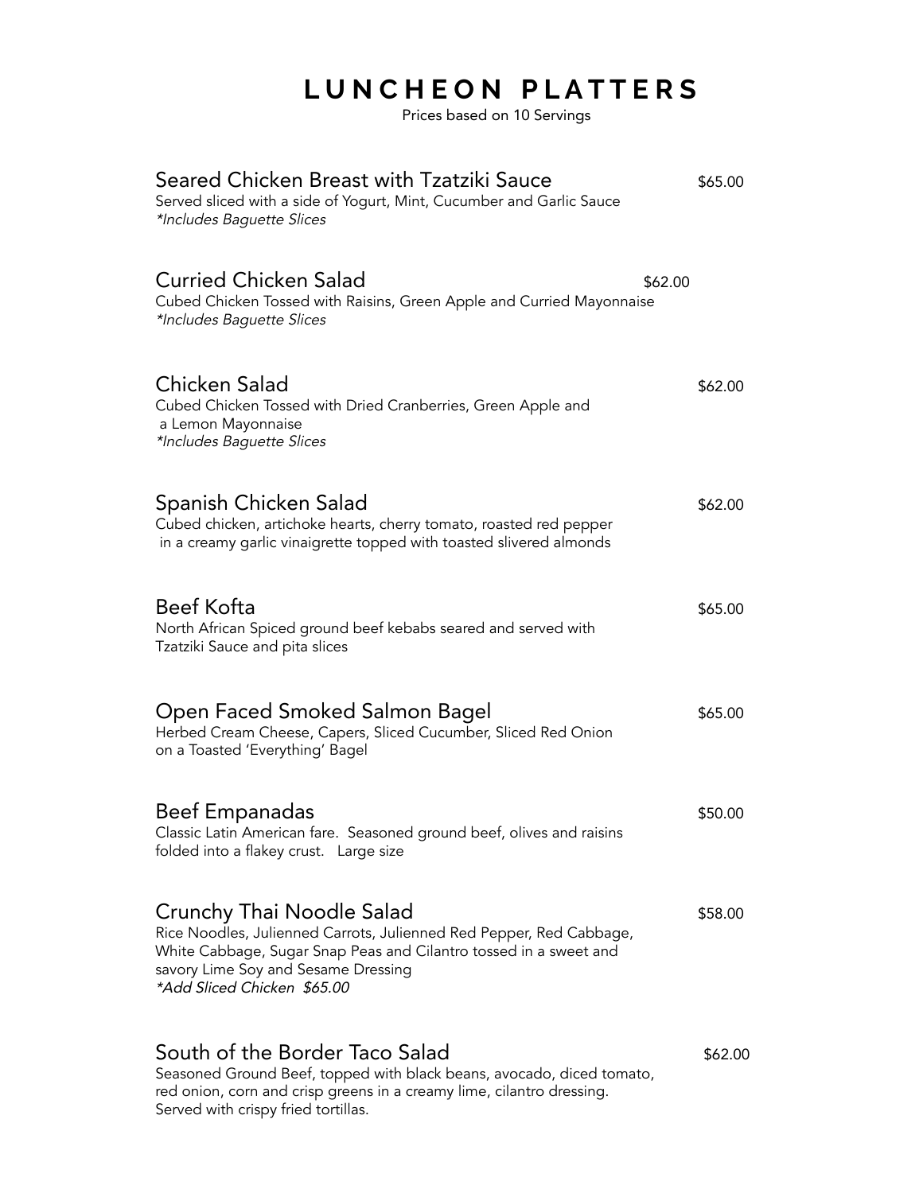# LUNCHEON PLATTERS

Prices based on 10 Servings

### Seared Chicken Breast with Tzatziki Sauce — $65.00

Served sliced with a side of Yogurt, Mint, Cucumber and Garlic Sauce
*\*Includes Baguette Slices*

### Curried Chicken Salad — $62.00

Cubed Chicken Tossed with Raisins, Green Apple and Curried Mayonnaise
*\*Includes Baguette Slices*

### Chicken Salad — $62.00

Cubed Chicken Tossed with Dried Cranberries, Green Apple and a Lemon Mayonnaise
*\*Includes Baguette Slices*

### Spanish Chicken Salad — $62.00

Cubed chicken, artichoke hearts, cherry tomato, roasted red pepper in a creamy garlic vinaigrette topped with toasted slivered almonds

### Beef Kofta — $65.00

North African Spiced ground beef kebabs seared and served with Tzatziki Sauce and pita slices

### Open Faced Smoked Salmon Bagel — $65.00

Herbed Cream Cheese, Capers, Sliced Cucumber, Sliced Red Onion on a Toasted 'Everything' Bagel

### Beef Empanadas — $50.00

Classic Latin American fare. Seasoned ground beef, olives and raisins folded into a flakey crust. Large size

### Crunchy Thai Noodle Salad — $58.00

Rice Noodles, Julienned Carrots, Julienned Red Pepper, Red Cabbage, White Cabbage, Sugar Snap Peas and Cilantro tossed in a sweet and savory Lime Soy and Sesame Dressing
*\*Add Sliced Chicken $65.00*

### South of the Border Taco Salad — $62.00

Seasoned Ground Beef, topped with black beans, avocado, diced tomato, red onion, corn and crisp greens in a creamy lime, cilantro dressing. Served with crispy fried tortillas.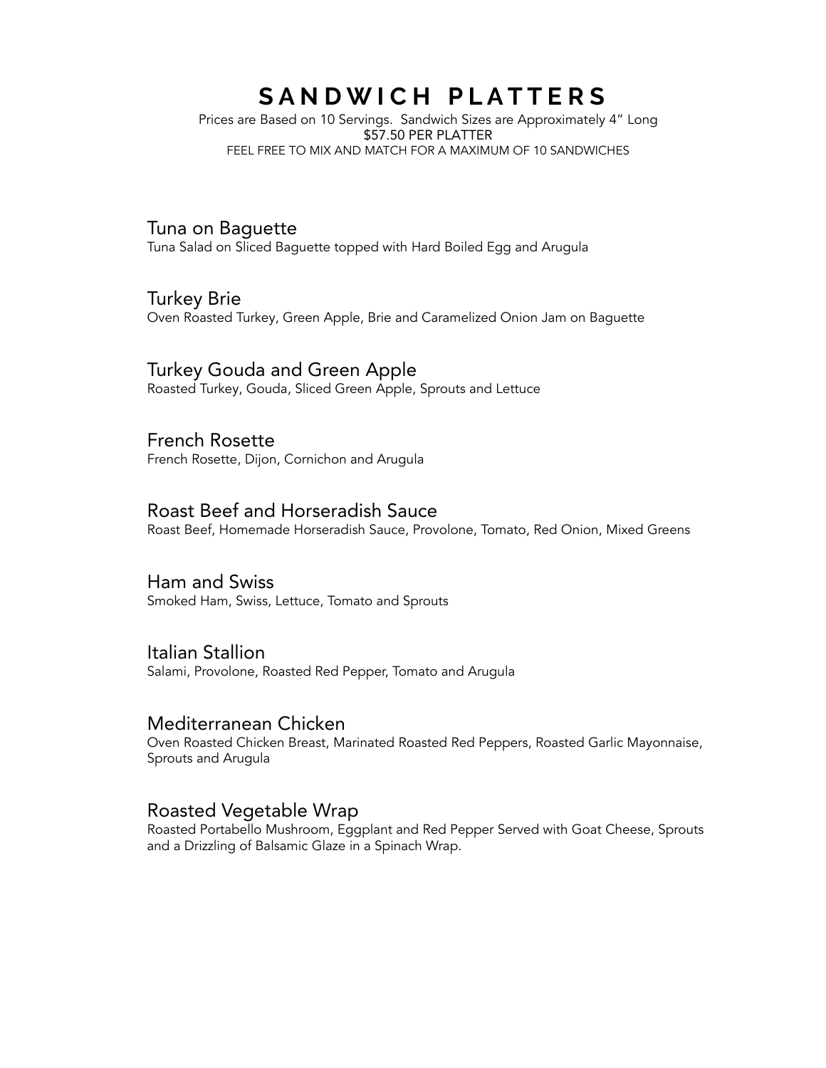# SANDWICH PLATTERS

Prices are Based on 10 Servings. Sandwich Sizes are Approximately 4" Long
$57.50 PER PLATTER
FEEL FREE TO MIX AND MATCH FOR A MAXIMUM OF 10 SANDWICHES

## Tuna on Baguette

Tuna Salad on Sliced Baguette topped with Hard Boiled Egg and Arugula

## Turkey Brie

Oven Roasted Turkey, Green Apple, Brie and Caramelized Onion Jam on Baguette

## Turkey Gouda and Green Apple

Roasted Turkey, Gouda, Sliced Green Apple, Sprouts and Lettuce

## French Rosette

French Rosette, Dijon, Cornichon and Arugula

## Roast Beef and Horseradish Sauce

Roast Beef, Homemade Horseradish Sauce, Provolone, Tomato, Red Onion, Mixed Greens

## Ham and Swiss

Smoked Ham, Swiss, Lettuce, Tomato and Sprouts

## Italian Stallion

Salami, Provolone, Roasted Red Pepper, Tomato and Arugula

## Mediterranean Chicken

Oven Roasted Chicken Breast, Marinated Roasted Red Peppers, Roasted Garlic Mayonnaise, Sprouts and Arugula

## Roasted Vegetable Wrap

Roasted Portabello Mushroom, Eggplant and Red Pepper Served with Goat Cheese, Sprouts and a Drizzling of Balsamic Glaze in a Spinach Wrap.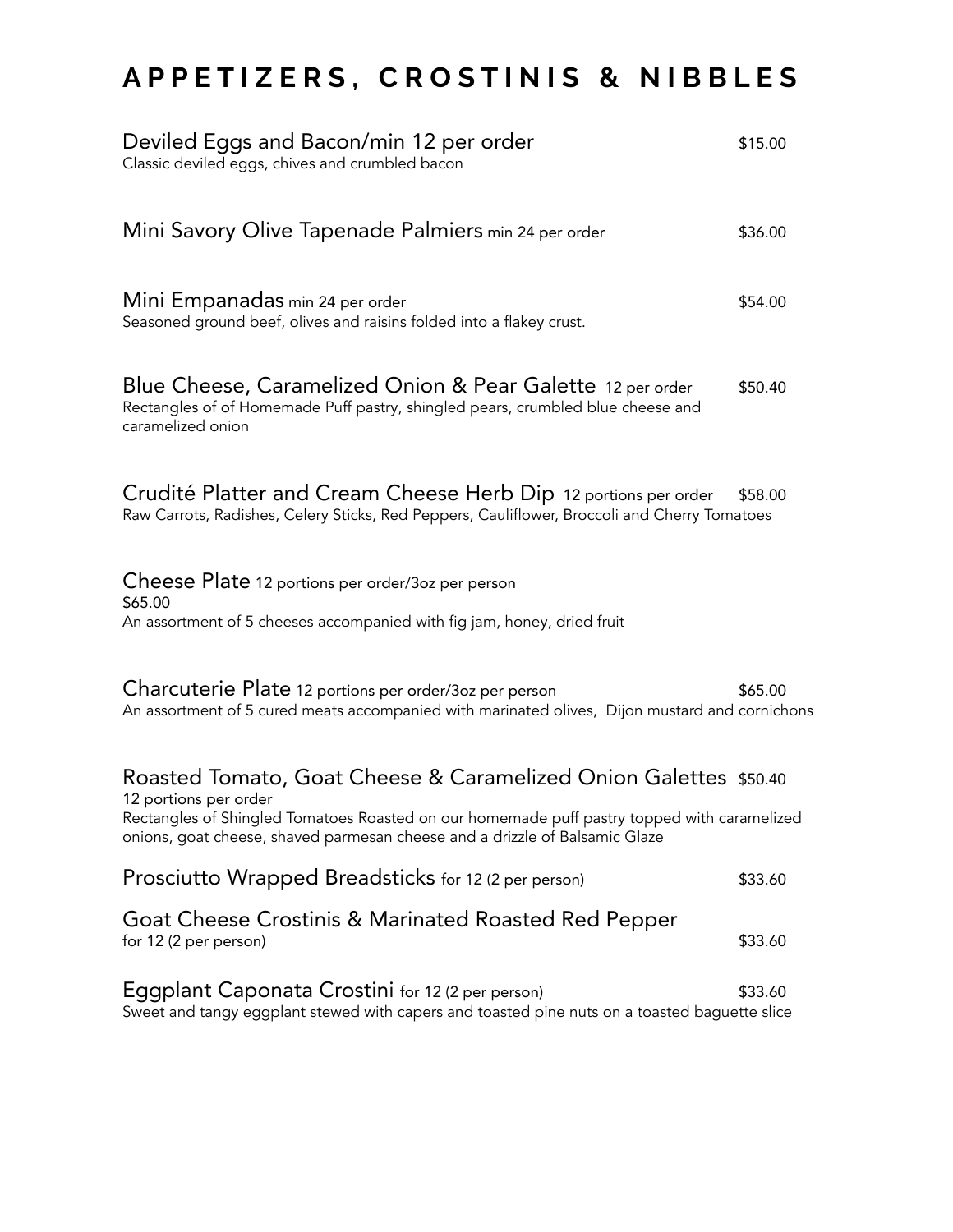# APPETIZERS, CROSTINIS & NIBBLES

**Deviled Eggs and Bacon/min 12 per order** — $15.00
Classic deviled eggs, chives and crumbled bacon

**Mini Savory Olive Tapenade Palmiers** min 24 per order — $36.00

**Mini Empanadas** min 24 per order — $54.00
Seasoned ground beef, olives and raisins folded into a flakey crust.

**Blue Cheese, Caramelized Onion & Pear Galette** 12 per order — $50.40
Rectangles of of Homemade Puff pastry, shingled pears, crumbled blue cheese and caramelized onion

**Crudité Platter and Cream Cheese Herb Dip** 12 portions per order — $58.00
Raw Carrots, Radishes, Celery Sticks, Red Peppers, Cauliflower, Broccoli and Cherry Tomatoes

**Cheese Plate** 12 portions per order/3oz per person
$65.00
An assortment of 5 cheeses accompanied with fig jam, honey, dried fruit

**Charcuterie Plate** 12 portions per order/3oz per person — $65.00
An assortment of 5 cured meats accompanied with marinated olives, Dijon mustard and cornichons

**Roasted Tomato, Goat Cheese & Caramelized Onion Galettes** — $50.40
12 portions per order
Rectangles of Shingled Tomatoes Roasted on our homemade puff pastry topped with caramelized onions, goat cheese, shaved parmesan cheese and a drizzle of Balsamic Glaze

**Prosciutto Wrapped Breadsticks** for 12 (2 per person) — $33.60

**Goat Cheese Crostinis & Marinated Roasted Red Pepper**
for 12 (2 per person) — $33.60

**Eggplant Caponata Crostini** for 12 (2 per person) — $33.60
Sweet and tangy eggplant stewed with capers and toasted pine nuts on a toasted baguette slice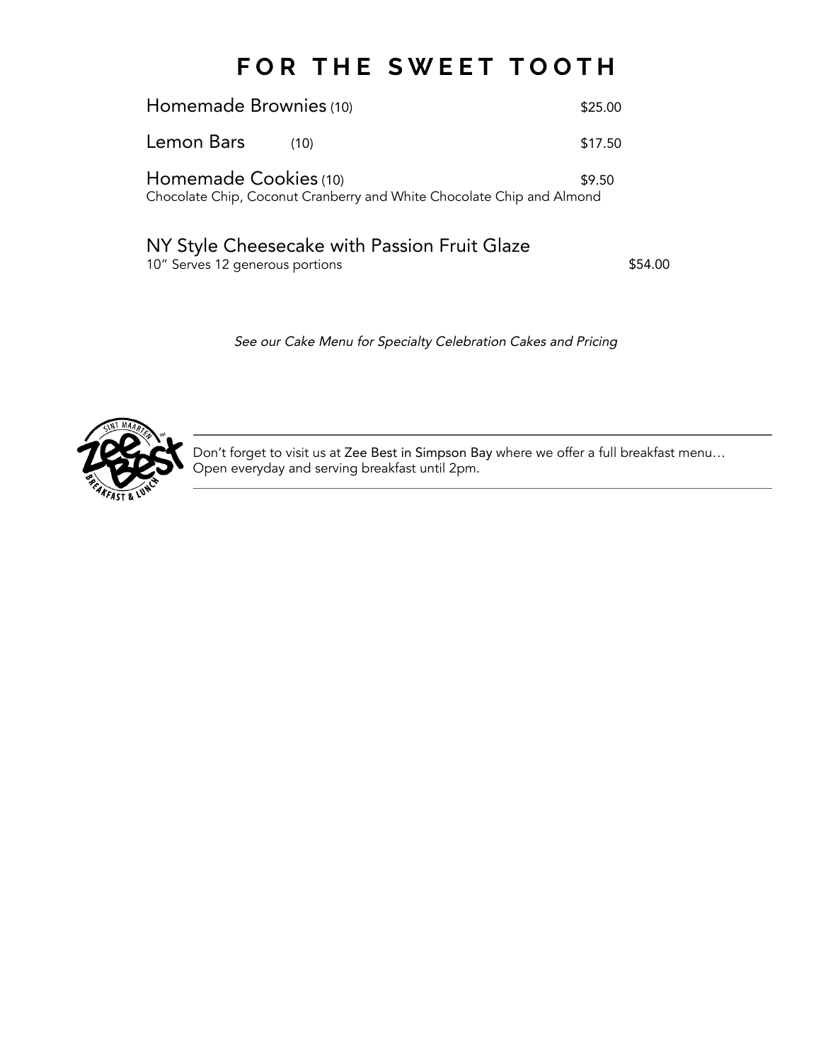# FOR THE SWEET TOOTH

Homemade Brownies (10) $25.00

Lemon Bars (10) $17.50

Homemade Cookies (10) $9.50
Chocolate Chip, Coconut Cranberry and White Chocolate Chip and Almond

NY Style Cheesecake with Passion Fruit Glaze
10" Serves 12 generous portions $54.00

*See our Cake Menu for Specialty Celebration Cakes and Pricing*

---

Don't forget to visit us at Zee Best in Simpson Bay where we offer a full breakfast menu…
Open everyday and serving breakfast until 2pm.

---